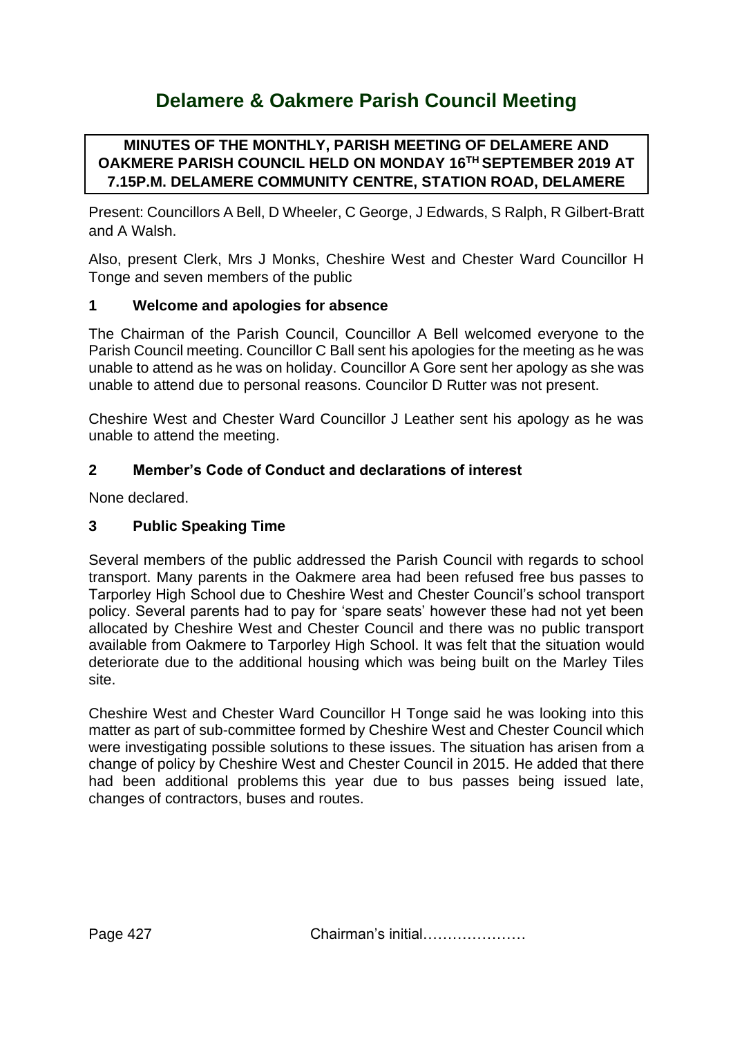# Delamere & Oakmere Parish Council Meeting

**MINUTES OF THE MONTHLY, PARISH MEETING OF DELAMERE AND OAKMERE PARISH COUNCIL HELD ON MONDAY 16TH SEPTEMBER 2019 AT 7.15P.M. DELAMERE COMMUNITY CENTRE, STATION ROAD, DELAMERE**

Present: Councillors A Bell, D Wheeler, C George, J Edwards, S Ralph, R Gilbert-Bratt and A Walsh.

Also, present Clerk, Mrs J Monks, Cheshire West and Chester Ward Councillor H Tonge and seven members of the public

### 1 Welcome and apologies for absence

The Chairman of the Parish Council, Councillor A Bell welcomed everyone to the Parish Council meeting. Councillor C Ball sent his apologies for the meeting as he was unable to attend as he was on holiday. Councillor A Gore sent her apology as she was unable to attend due to personal reasons. Councilor D Rutter was not present.

Cheshire West and Chester Ward Councillor J Leather sent his apology as he was unable to attend the meeting.

### 2 Member's Code of Conduct and declarations of interest

None declared.

### 3 Public Speaking Time

Several members of the public addressed the Parish Council with regards to school transport. Many parents in the Oakmere area had been refused free bus passes to Tarporley High School due to Cheshire West and Chester Council's school transport policy. Several parents had to pay for 'spare seats' however these had not yet been allocated by Cheshire West and Chester Council and there was no public transport available from Oakmere to Tarporley High School. It was felt that the situation would deteriorate due to the additional housing which was being built on the Marley Tiles site.

Cheshire West and Chester Ward Councillor H Tonge said he was looking into this matter as part of sub-committee formed by Cheshire West and Chester Council which were investigating possible solutions to these issues. The situation has arisen from a change of policy by Cheshire West and Chester Council in 2015. He added that there had been additional problems this year due to bus passes being issued late, changes of contractors, buses and routes.

Chairman's initial…………………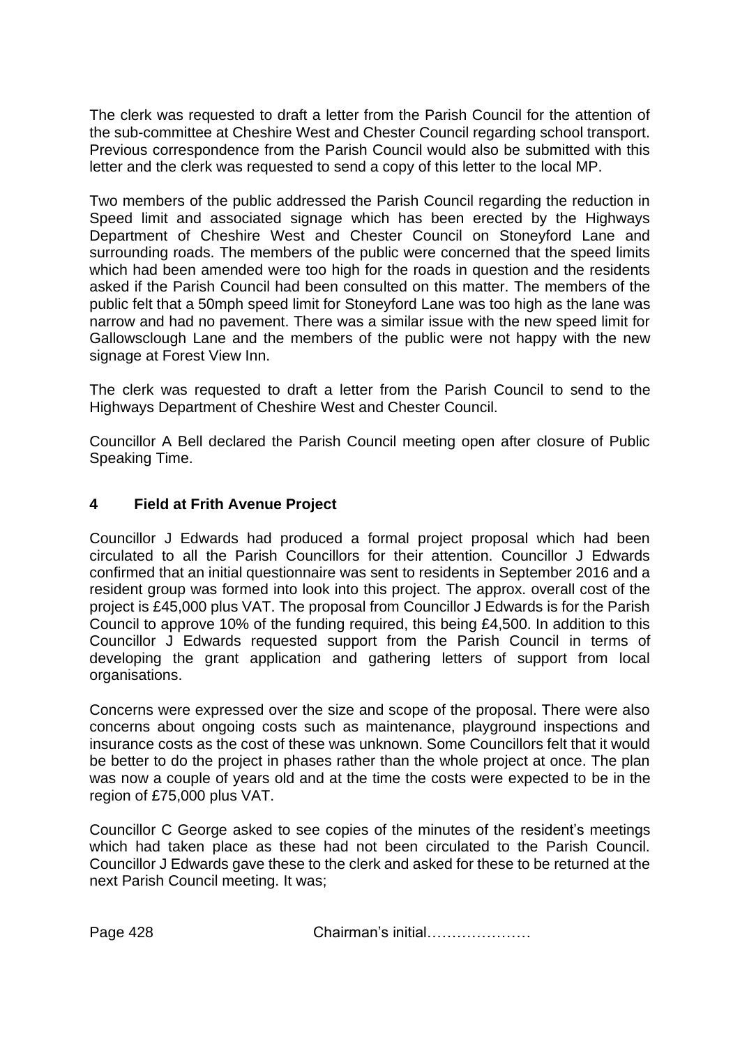The clerk was requested to draft a letter from the Parish Council for the attention of the sub-committee at Cheshire West and Chester Council regarding school transport. Previous correspondence from the Parish Council would also be submitted with this letter and the clerk was requested to send a copy of this letter to the local MP.

Two members of the public addressed the Parish Council regarding the reduction in Speed limit and associated signage which has been erected by the Highways Department of Cheshire West and Chester Council on Stoneyford Lane and surrounding roads. The members of the public were concerned that the speed limits which had been amended were too high for the roads in question and the residents asked if the Parish Council had been consulted on this matter. The members of the public felt that a 50mph speed limit for Stoneyford Lane was too high as the lane was narrow and had no pavement. There was a similar issue with the new speed limit for Gallowsclough Lane and the members of the public were not happy with the new signage at Forest View Inn.

The clerk was requested to draft a letter from the Parish Council to send to the Highways Department of Cheshire West and Chester Council.

Councillor A Bell declared the Parish Council meeting open after closure of Public Speaking Time.

## 4 Field at Frith Avenue Project

Councillor J Edwards had produced a formal project proposal which had been circulated to all the Parish Councillors for their attention. Councillor J Edwards confirmed that an initial questionnaire was sent to residents in September 2016 and a resident group was formed into look into this project. The approx. overall cost of the project is £45,000 plus VAT. The proposal from Councillor J Edwards is for the Parish Council to approve 10% of the funding required, this being £4,500. In addition to this Councillor J Edwards requested support from the Parish Council in terms of developing the grant application and gathering letters of support from local organisations.

Concerns were expressed over the size and scope of the proposal. There were also concerns about ongoing costs such as maintenance, playground inspections and insurance costs as the cost of these was unknown. Some Councillors felt that it would be better to do the project in phases rather than the whole project at once. The plan was now a couple of years old and at the time the costs were expected to be in the region of £75,000 plus VAT.

Councillor C George asked to see copies of the minutes of the resident's meetings which had taken place as these had not been circulated to the Parish Council. Councillor J Edwards gave these to the clerk and asked for these to be returned at the next Parish Council meeting. It was;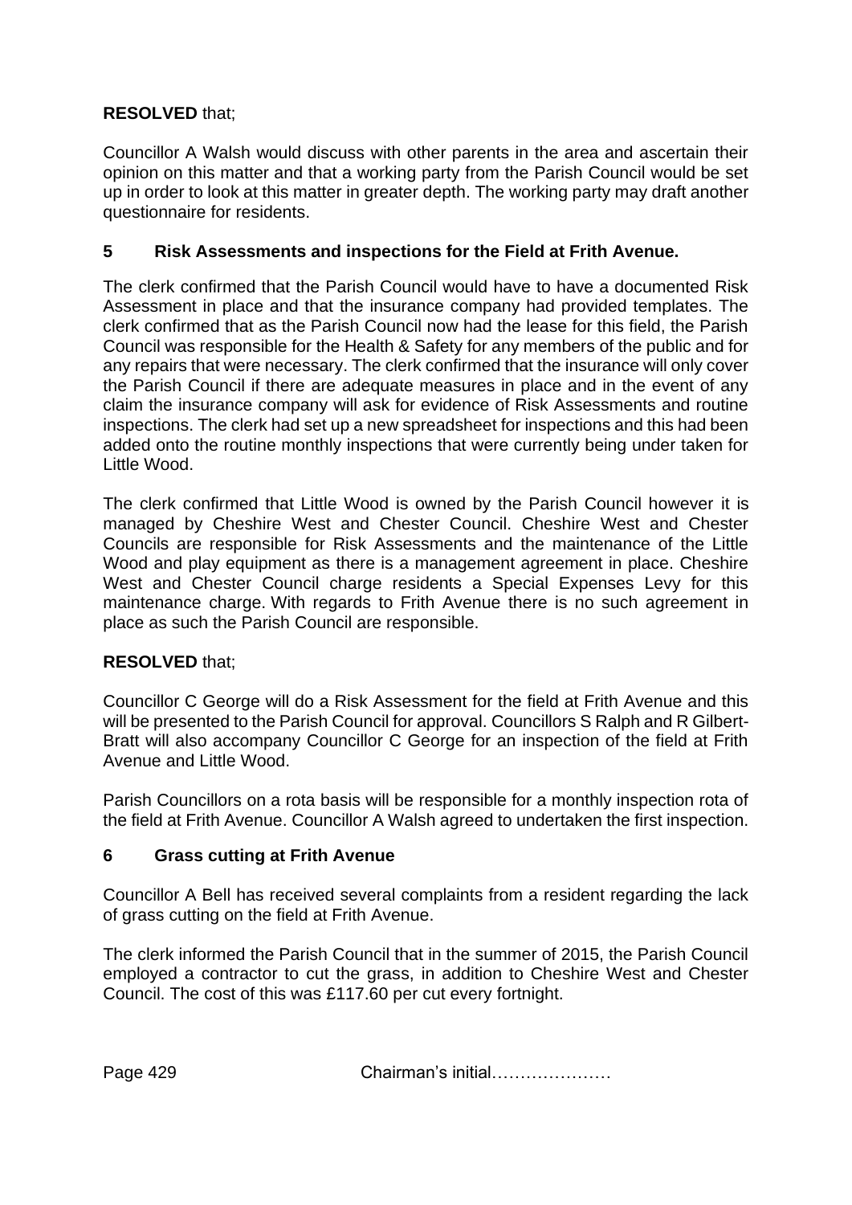**RESOLVED** that;

Councillor A Walsh would discuss with other parents in the area and ascertain their opinion on this matter and that a working party from the Parish Council would be set up in order to look at this matter in greater depth. The working party may draft another questionnaire for residents.

## 5 Risk Assessments and inspections for the Field at Frith Avenue.

The clerk confirmed that the Parish Council would have to have a documented Risk Assessment in place and that the insurance company had provided templates. The clerk confirmed that as the Parish Council now had the lease for this field, the Parish Council was responsible for the Health & Safety for any members of the public and for any repairs that were necessary. The clerk confirmed that the insurance will only cover the Parish Council if there are adequate measures in place and in the event of any claim the insurance company will ask for evidence of Risk Assessments and routine inspections. The clerk had set up a new spreadsheet for inspections and this had been added onto the routine monthly inspections that were currently being under taken for Little Wood.

The clerk confirmed that Little Wood is owned by the Parish Council however it is managed by Cheshire West and Chester Council. Cheshire West and Chester Councils are responsible for Risk Assessments and the maintenance of the Little Wood and play equipment as there is a management agreement in place. Cheshire West and Chester Council charge residents a Special Expenses Levy for this maintenance charge. With regards to Frith Avenue there is no such agreement in place as such the Parish Council are responsible.

**RESOLVED** that;

Councillor C George will do a Risk Assessment for the field at Frith Avenue and this will be presented to the Parish Council for approval. Councillors S Ralph and R Gilbert-Bratt will also accompany Councillor C George for an inspection of the field at Frith Avenue and Little Wood.

Parish Councillors on a rota basis will be responsible for a monthly inspection rota of the field at Frith Avenue. Councillor A Walsh agreed to undertaken the first inspection.

## 6 Grass cutting at Frith Avenue

Councillor A Bell has received several complaints from a resident regarding the lack of grass cutting on the field at Frith Avenue.

The clerk informed the Parish Council that in the summer of 2015, the Parish Council employed a contractor to cut the grass, in addition to Cheshire West and Chester Council. The cost of this was £117.60 per cut every fortnight.

Chairman's initial…………………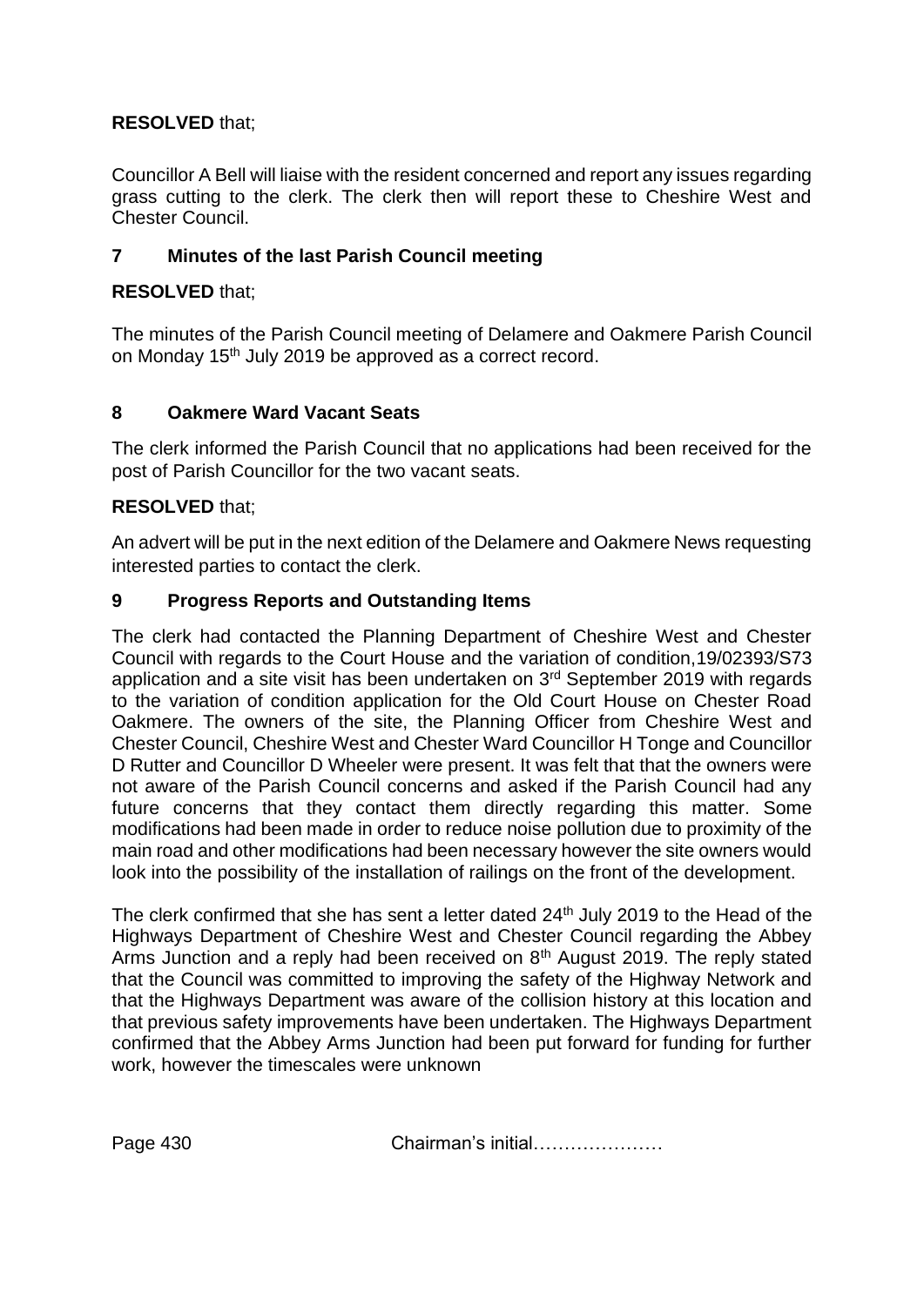**RESOLVED** that;

Councillor A Bell will liaise with the resident concerned and report any issues regarding grass cutting to the clerk. The clerk then will report these to Cheshire West and Chester Council.

## 7 Minutes of the last Parish Council meeting

**RESOLVED** that;

The minutes of the Parish Council meeting of Delamere and Oakmere Parish Council on Monday 15th July 2019 be approved as a correct record.

## 8 Oakmere Ward Vacant Seats

The clerk informed the Parish Council that no applications had been received for the post of Parish Councillor for the two vacant seats.

**RESOLVED** that;

An advert will be put in the next edition of the Delamere and Oakmere News requesting interested parties to contact the clerk.

## 9 Progress Reports and Outstanding Items

The clerk had contacted the Planning Department of Cheshire West and Chester Council with regards to the Court House and the variation of condition,19/02393/S73 application and a site visit has been undertaken on 3rd September 2019 with regards to the variation of condition application for the Old Court House on Chester Road Oakmere. The owners of the site, the Planning Officer from Cheshire West and Chester Council, Cheshire West and Chester Ward Councillor H Tonge and Councillor D Rutter and Councillor D Wheeler were present. It was felt that that the owners were not aware of the Parish Council concerns and asked if the Parish Council had any future concerns that they contact them directly regarding this matter. Some modifications had been made in order to reduce noise pollution due to proximity of the main road and other modifications had been necessary however the site owners would look into the possibility of the installation of railings on the front of the development.

The clerk confirmed that she has sent a letter dated 24th July 2019 to the Head of the Highways Department of Cheshire West and Chester Council regarding the Abbey Arms Junction and a reply had been received on 8th August 2019. The reply stated that the Council was committed to improving the safety of the Highway Network and that the Highways Department was aware of the collision history at this location and that previous safety improvements have been undertaken. The Highways Department confirmed that the Abbey Arms Junction had been put forward for funding for further work, however the timescales were unknown

Chairman's initial…………………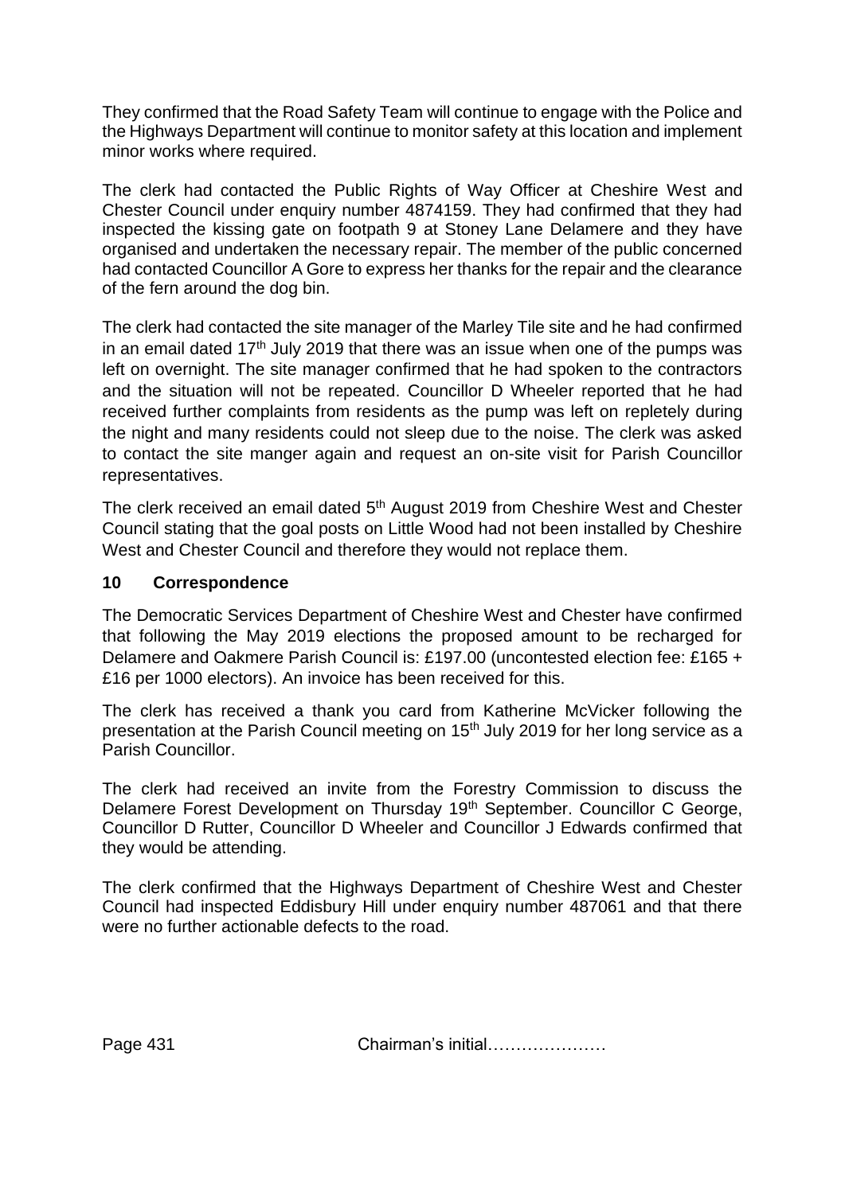They confirmed that the Road Safety Team will continue to engage with the Police and the Highways Department will continue to monitor safety at this location and implement minor works where required.

The clerk had contacted the Public Rights of Way Officer at Cheshire West and Chester Council under enquiry number 4874159. They had confirmed that they had inspected the kissing gate on footpath 9 at Stoney Lane Delamere and they have organised and undertaken the necessary repair. The member of the public concerned had contacted Councillor A Gore to express her thanks for the repair and the clearance of the fern around the dog bin.

The clerk had contacted the site manager of the Marley Tile site and he had confirmed in an email dated 17th July 2019 that there was an issue when one of the pumps was left on overnight. The site manager confirmed that he had spoken to the contractors and the situation will not be repeated. Councillor D Wheeler reported that he had received further complaints from residents as the pump was left on repletely during the night and many residents could not sleep due to the noise. The clerk was asked to contact the site manger again and request an on-site visit for Parish Councillor representatives.

The clerk received an email dated 5th August 2019 from Cheshire West and Chester Council stating that the goal posts on Little Wood had not been installed by Cheshire West and Chester Council and therefore they would not replace them.

## 10 Correspondence

The Democratic Services Department of Cheshire West and Chester have confirmed that following the May 2019 elections the proposed amount to be recharged for Delamere and Oakmere Parish Council is: £197.00 (uncontested election fee: £165 + £16 per 1000 electors). An invoice has been received for this.

The clerk has received a thank you card from Katherine McVicker following the presentation at the Parish Council meeting on 15th July 2019 for her long service as a Parish Councillor.

The clerk had received an invite from the Forestry Commission to discuss the Delamere Forest Development on Thursday 19th September. Councillor C George, Councillor D Rutter, Councillor D Wheeler and Councillor J Edwards confirmed that they would be attending.

The clerk confirmed that the Highways Department of Cheshire West and Chester Council had inspected Eddisbury Hill under enquiry number 487061 and that there were no further actionable defects to the road.

Chairman's initial…………………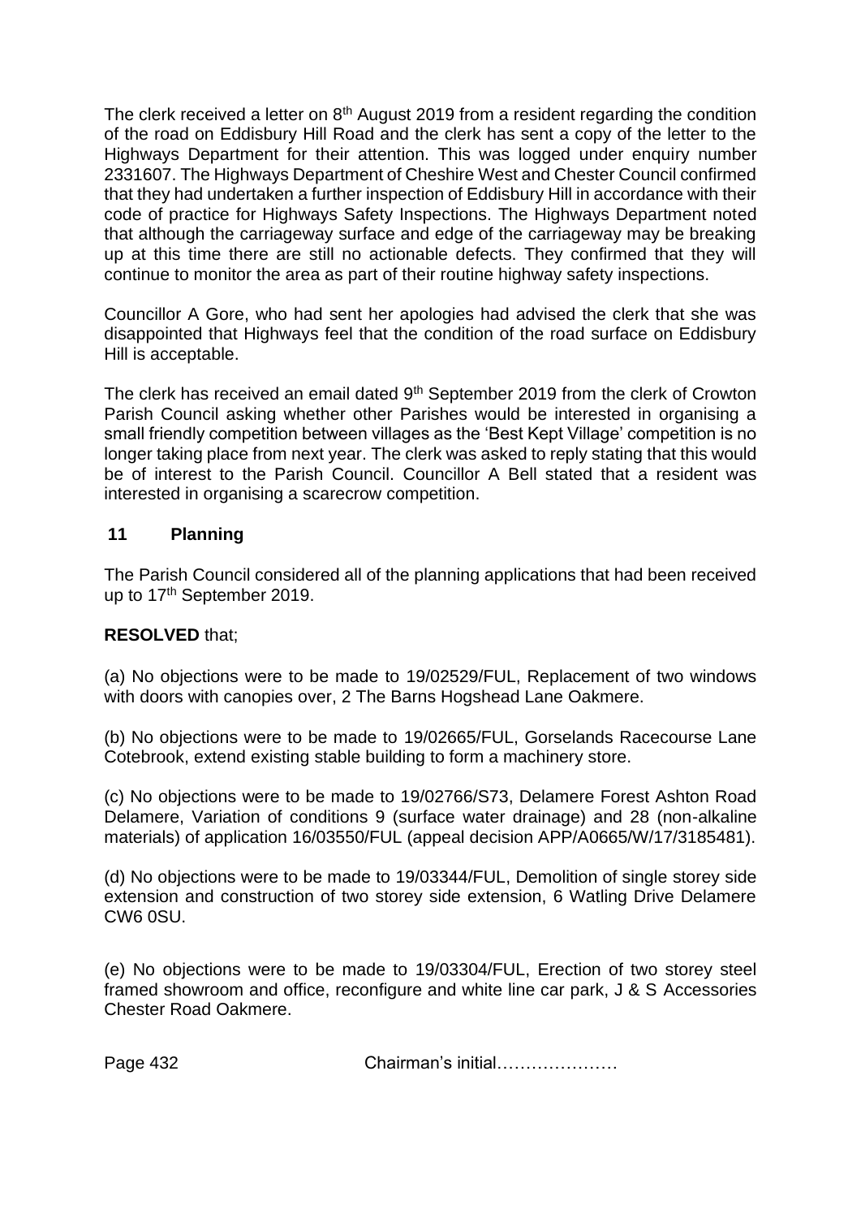The clerk received a letter on 8th August 2019 from a resident regarding the condition of the road on Eddisbury Hill Road and the clerk has sent a copy of the letter to the Highways Department for their attention. This was logged under enquiry number 2331607. The Highways Department of Cheshire West and Chester Council confirmed that they had undertaken a further inspection of Eddisbury Hill in accordance with their code of practice for Highways Safety Inspections. The Highways Department noted that although the carriageway surface and edge of the carriageway may be breaking up at this time there are still no actionable defects. They confirmed that they will continue to monitor the area as part of their routine highway safety inspections.

Councillor A Gore, who had sent her apologies had advised the clerk that she was disappointed that Highways feel that the condition of the road surface on Eddisbury Hill is acceptable.

The clerk has received an email dated 9th September 2019 from the clerk of Crowton Parish Council asking whether other Parishes would be interested in organising a small friendly competition between villages as the 'Best Kept Village' competition is no longer taking place from next year. The clerk was asked to reply stating that this would be of interest to the Parish Council. Councillor A Bell stated that a resident was interested in organising a scarecrow competition.

## 11 Planning

The Parish Council considered all of the planning applications that had been received up to 17th September 2019.

**RESOLVED** that;

(a) No objections were to be made to 19/02529/FUL, Replacement of two windows with doors with canopies over, 2 The Barns Hogshead Lane Oakmere.

(b) No objections were to be made to 19/02665/FUL, Gorselands Racecourse Lane Cotebrook, extend existing stable building to form a machinery store.

(c) No objections were to be made to 19/02766/S73, Delamere Forest Ashton Road Delamere, Variation of conditions 9 (surface water drainage) and 28 (non-alkaline materials) of application 16/03550/FUL (appeal decision APP/A0665/W/17/3185481).

(d) No objections were to be made to 19/03344/FUL, Demolition of single storey side extension and construction of two storey side extension, 6 Watling Drive Delamere CW6 0SU.

(e) No objections were to be made to 19/03304/FUL, Erection of two storey steel framed showroom and office, reconfigure and white line car park, J & S Accessories Chester Road Oakmere.

Chairman's initial…………………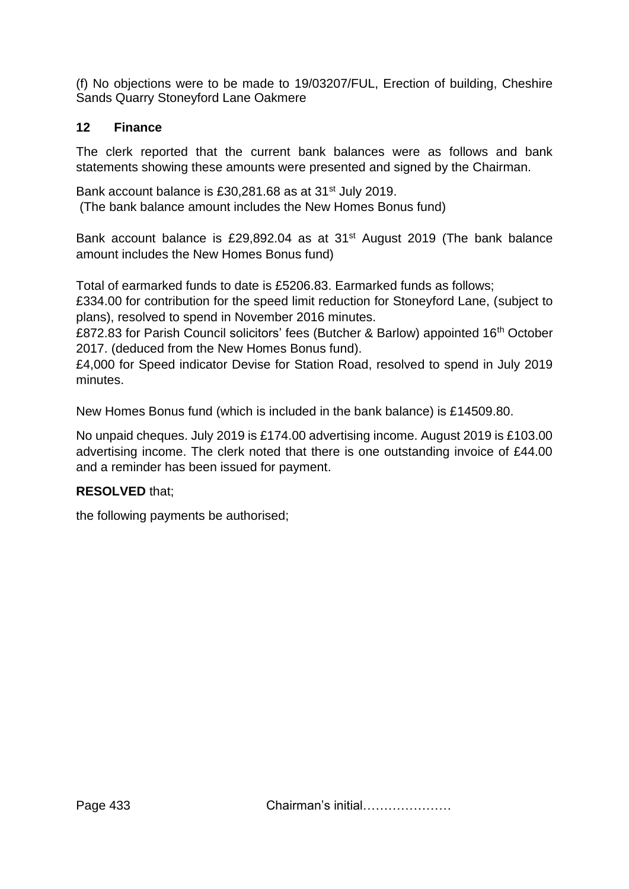(f) No objections were to be made to 19/03207/FUL, Erection of building, Cheshire Sands Quarry Stoneyford Lane Oakmere

## 12 Finance

The clerk reported that the current bank balances were as follows and bank statements showing these amounts were presented and signed by the Chairman.

Bank account balance is £30,281.68 as at 31st July 2019.
(The bank balance amount includes the New Homes Bonus fund)

Bank account balance is £29,892.04 as at 31st August 2019 (The bank balance amount includes the New Homes Bonus fund)

Total of earmarked funds to date is £5206.83. Earmarked funds as follows;
£334.00 for contribution for the speed limit reduction for Stoneyford Lane, (subject to plans), resolved to spend in November 2016 minutes.
£872.83 for Parish Council solicitors' fees (Butcher & Barlow) appointed 16th October 2017. (deduced from the New Homes Bonus fund).
£4,000 for Speed indicator Devise for Station Road, resolved to spend in July 2019 minutes.

New Homes Bonus fund (which is included in the bank balance) is £14509.80.

No unpaid cheques. July 2019 is £174.00 advertising income. August 2019 is £103.00 advertising income. The clerk noted that there is one outstanding invoice of £44.00 and a reminder has been issued for payment.

**RESOLVED** that;

the following payments be authorised;

Chairman's initial…………………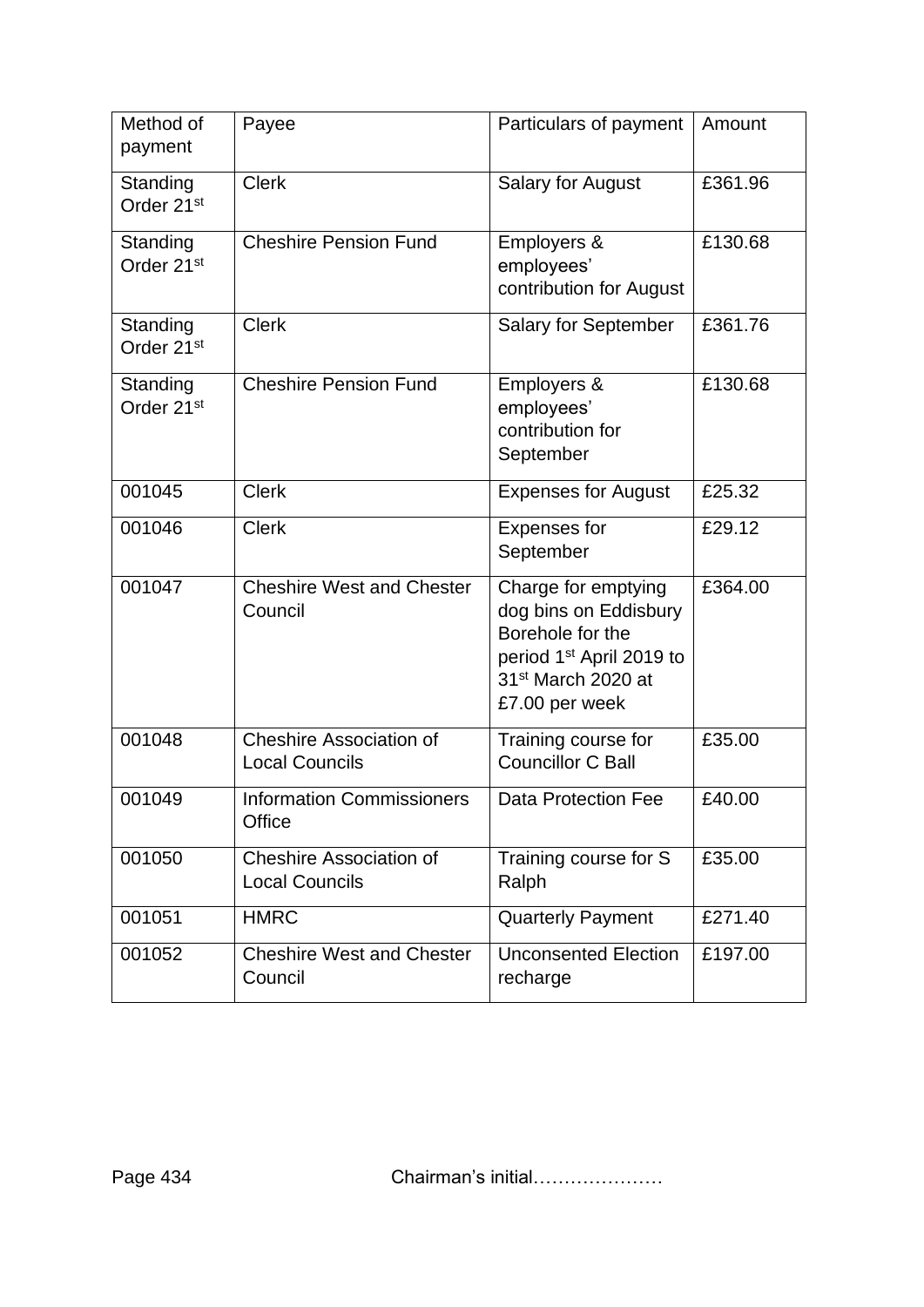| Method of payment | Payee | Particulars of payment | Amount |
| --- | --- | --- | --- |
| Standing Order 21st | Clerk | Salary for August | £361.96 |
| Standing Order 21st | Cheshire Pension Fund | Employers & employees' contribution for August | £130.68 |
| Standing Order 21st | Clerk | Salary for September | £361.76 |
| Standing Order 21st | Cheshire Pension Fund | Employers & employees' contribution for September | £130.68 |
| 001045 | Clerk | Expenses for August | £25.32 |
| 001046 | Clerk | Expenses for September | £29.12 |
| 001047 | Cheshire West and Chester Council | Charge for emptying dog bins on Eddisbury Borehole for the period 1st April 2019 to 31st March 2020 at £7.00 per week | £364.00 |
| 001048 | Cheshire Association of Local Councils | Training course for Councillor C Ball | £35.00 |
| 001049 | Information Commissioners Office | Data Protection Fee | £40.00 |
| 001050 | Cheshire Association of Local Councils | Training course for S Ralph | £35.00 |
| 001051 | HMRC | Quarterly Payment | £271.40 |
| 001052 | Cheshire West and Chester Council | Unconsented Election recharge | £197.00 |

Chairman's initial…………………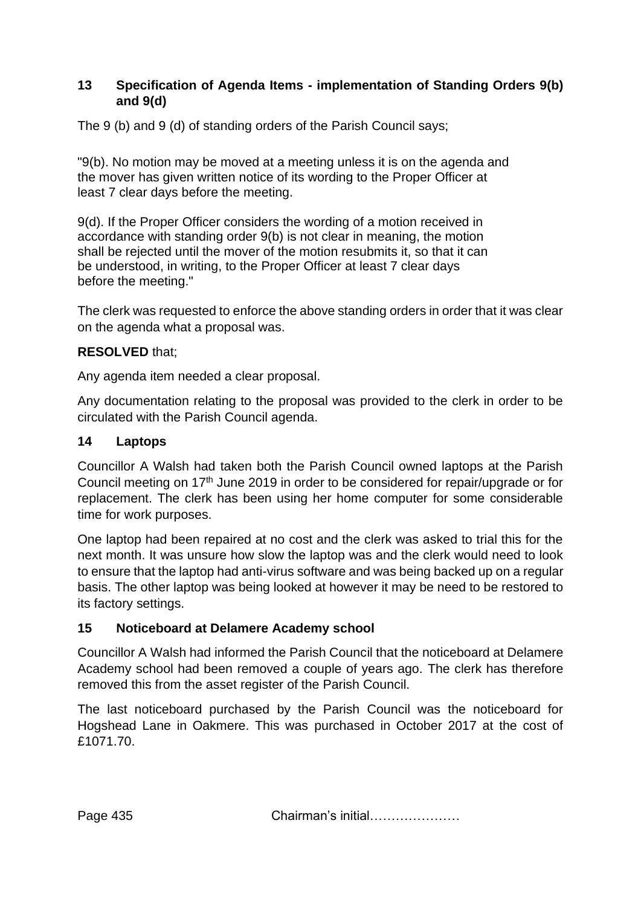## 13 Specification of Agenda Items - implementation of Standing Orders 9(b) and 9(d)

The 9 (b) and 9 (d) of standing orders of the Parish Council says;

"9(b). No motion may be moved at a meeting unless it is on the agenda and the mover has given written notice of its wording to the Proper Officer at least 7 clear days before the meeting.

9(d). If the Proper Officer considers the wording of a motion received in accordance with standing order 9(b) is not clear in meaning, the motion shall be rejected until the mover of the motion resubmits it, so that it can be understood, in writing, to the Proper Officer at least 7 clear days before the meeting."

The clerk was requested to enforce the above standing orders in order that it was clear on the agenda what a proposal was.

**RESOLVED** that;

Any agenda item needed a clear proposal.

Any documentation relating to the proposal was provided to the clerk in order to be circulated with the Parish Council agenda.

## 14 Laptops

Councillor A Walsh had taken both the Parish Council owned laptops at the Parish Council meeting on 17th June 2019 in order to be considered for repair/upgrade or for replacement. The clerk has been using her home computer for some considerable time for work purposes.

One laptop had been repaired at no cost and the clerk was asked to trial this for the next month. It was unsure how slow the laptop was and the clerk would need to look to ensure that the laptop had anti-virus software and was being backed up on a regular basis. The other laptop was being looked at however it may be need to be restored to its factory settings.

## 15 Noticeboard at Delamere Academy school

Councillor A Walsh had informed the Parish Council that the noticeboard at Delamere Academy school had been removed a couple of years ago. The clerk has therefore removed this from the asset register of the Parish Council.

The last noticeboard purchased by the Parish Council was the noticeboard for Hogshead Lane in Oakmere. This was purchased in October 2017 at the cost of £1071.70.

Chairman's initial…………………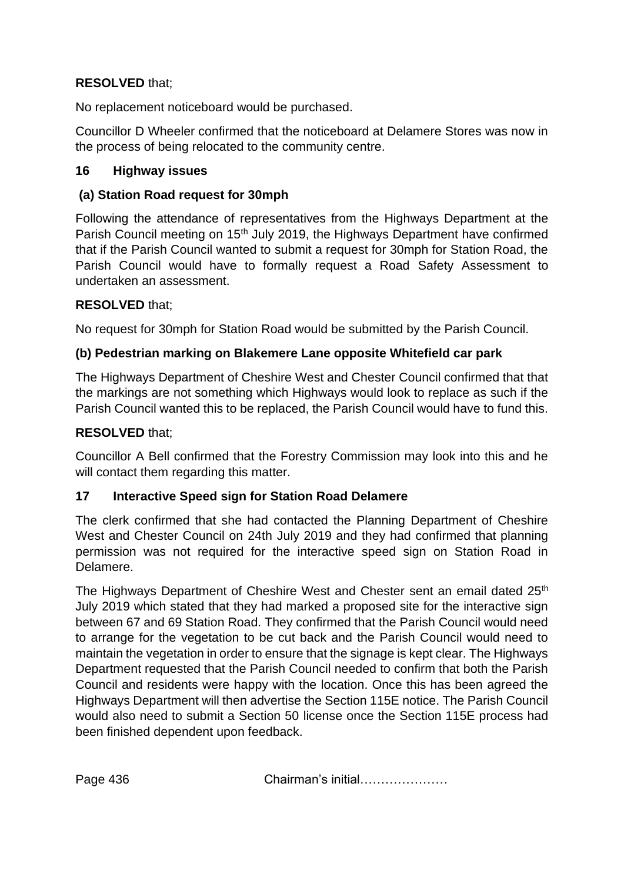**RESOLVED** that;

No replacement noticeboard would be purchased.

Councillor D Wheeler confirmed that the noticeboard at Delamere Stores was now in the process of being relocated to the community centre.

## 16 Highway issues

### (a) Station Road request for 30mph

Following the attendance of representatives from the Highways Department at the Parish Council meeting on 15th July 2019, the Highways Department have confirmed that if the Parish Council wanted to submit a request for 30mph for Station Road, the Parish Council would have to formally request a Road Safety Assessment to undertaken an assessment.

**RESOLVED** that;

No request for 30mph for Station Road would be submitted by the Parish Council.

### (b) Pedestrian marking on Blakemere Lane opposite Whitefield car park

The Highways Department of Cheshire West and Chester Council confirmed that that the markings are not something which Highways would look to replace as such if the Parish Council wanted this to be replaced, the Parish Council would have to fund this.

**RESOLVED** that;

Councillor A Bell confirmed that the Forestry Commission may look into this and he will contact them regarding this matter.

## 17 Interactive Speed sign for Station Road Delamere

The clerk confirmed that she had contacted the Planning Department of Cheshire West and Chester Council on 24th July 2019 and they had confirmed that planning permission was not required for the interactive speed sign on Station Road in Delamere.

The Highways Department of Cheshire West and Chester sent an email dated 25th July 2019 which stated that they had marked a proposed site for the interactive sign between 67 and 69 Station Road. They confirmed that the Parish Council would need to arrange for the vegetation to be cut back and the Parish Council would need to maintain the vegetation in order to ensure that the signage is kept clear. The Highways Department requested that the Parish Council needed to confirm that both the Parish Council and residents were happy with the location. Once this has been agreed the Highways Department will then advertise the Section 115E notice. The Parish Council would also need to submit a Section 50 license once the Section 115E process had been finished dependent upon feedback.

Chairman's initial…………………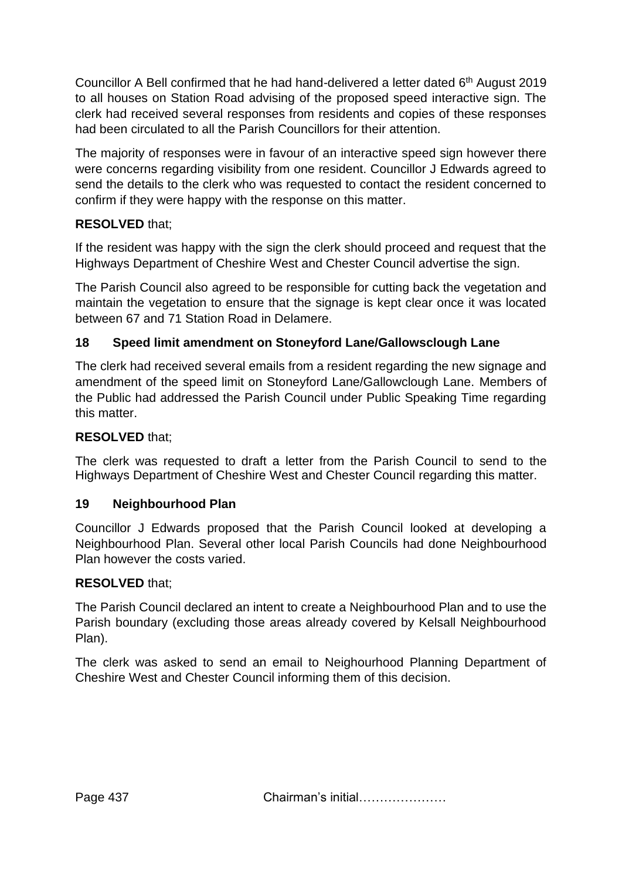Councillor A Bell confirmed that he had hand-delivered a letter dated 6th August 2019 to all houses on Station Road advising of the proposed speed interactive sign. The clerk had received several responses from residents and copies of these responses had been circulated to all the Parish Councillors for their attention.

The majority of responses were in favour of an interactive speed sign however there were concerns regarding visibility from one resident. Councillor J Edwards agreed to send the details to the clerk who was requested to contact the resident concerned to confirm if they were happy with the response on this matter.

**RESOLVED** that;

If the resident was happy with the sign the clerk should proceed and request that the Highways Department of Cheshire West and Chester Council advertise the sign.

The Parish Council also agreed to be responsible for cutting back the vegetation and maintain the vegetation to ensure that the signage is kept clear once it was located between 67 and 71 Station Road in Delamere.

## 18 Speed limit amendment on Stoneyford Lane/Gallowsclough Lane

The clerk had received several emails from a resident regarding the new signage and amendment of the speed limit on Stoneyford Lane/Gallowclough Lane. Members of the Public had addressed the Parish Council under Public Speaking Time regarding this matter.

**RESOLVED** that;

The clerk was requested to draft a letter from the Parish Council to send to the Highways Department of Cheshire West and Chester Council regarding this matter.

## 19 Neighbourhood Plan

Councillor J Edwards proposed that the Parish Council looked at developing a Neighbourhood Plan. Several other local Parish Councils had done Neighbourhood Plan however the costs varied.

**RESOLVED** that;

The Parish Council declared an intent to create a Neighbourhood Plan and to use the Parish boundary (excluding those areas already covered by Kelsall Neighbourhood Plan).

The clerk was asked to send an email to Neighourhood Planning Department of Cheshire West and Chester Council informing them of this decision.

Chairman's initial…………………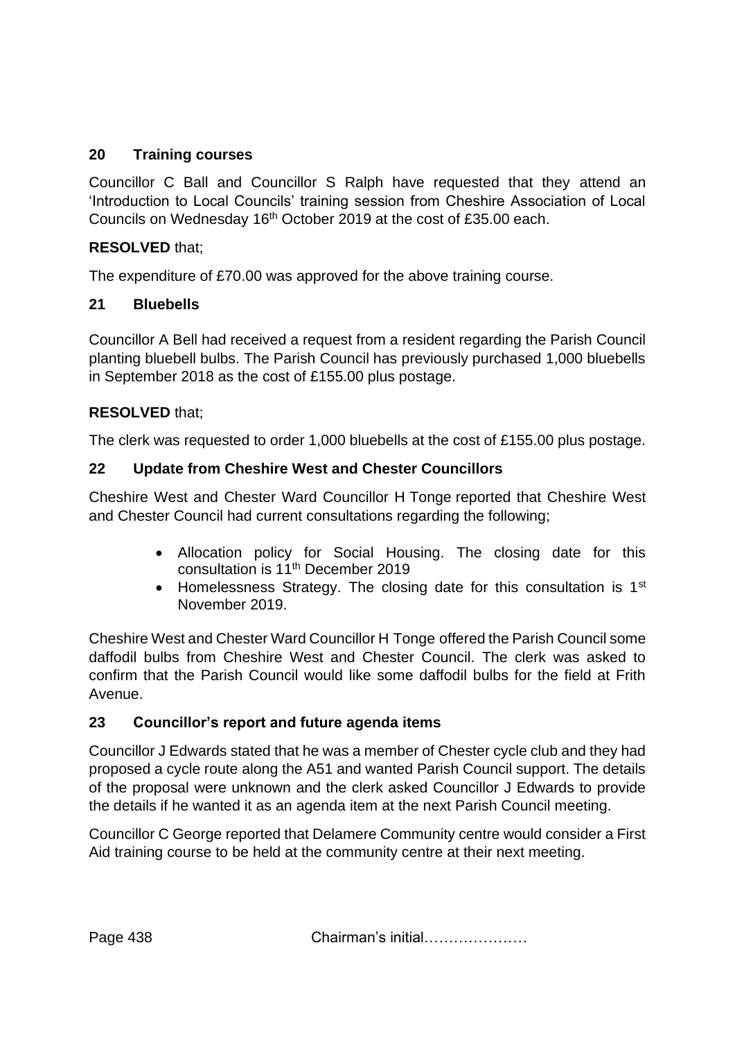## 20 Training courses

Councillor C Ball and Councillor S Ralph have requested that they attend an 'Introduction to Local Councils' training session from Cheshire Association of Local Councils on Wednesday 16th October 2019 at the cost of £35.00 each.

**RESOLVED** that;

The expenditure of £70.00 was approved for the above training course.

## 21 Bluebells

Councillor A Bell had received a request from a resident regarding the Parish Council planting bluebell bulbs. The Parish Council has previously purchased 1,000 bluebells in September 2018 as the cost of £155.00 plus postage.

**RESOLVED** that;

The clerk was requested to order 1,000 bluebells at the cost of £155.00 plus postage.

## 22 Update from Cheshire West and Chester Councillors

Cheshire West and Chester Ward Councillor H Tonge reported that Cheshire West and Chester Council had current consultations regarding the following;

- Allocation policy for Social Housing. The closing date for this consultation is 11th December 2019
- Homelessness Strategy. The closing date for this consultation is 1st November 2019.

Cheshire West and Chester Ward Councillor H Tonge offered the Parish Council some daffodil bulbs from Cheshire West and Chester Council. The clerk was asked to confirm that the Parish Council would like some daffodil bulbs for the field at Frith Avenue.

## 23 Councillor's report and future agenda items

Councillor J Edwards stated that he was a member of Chester cycle club and they had proposed a cycle route along the A51 and wanted Parish Council support. The details of the proposal were unknown and the clerk asked Councillor J Edwards to provide the details if he wanted it as an agenda item at the next Parish Council meeting.

Councillor C George reported that Delamere Community centre would consider a First Aid training course to be held at the community centre at their next meeting.

Chairman's initial…………………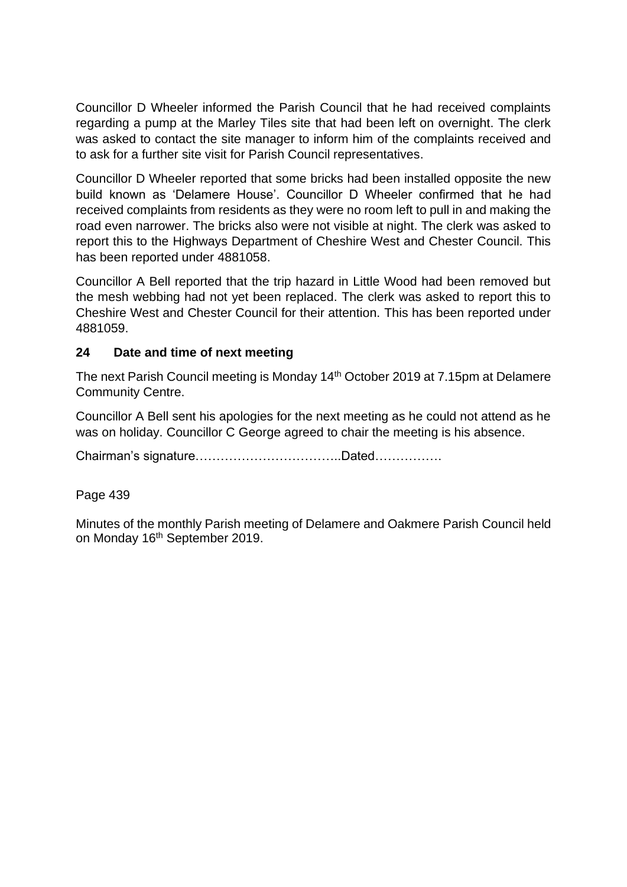Councillor D Wheeler informed the Parish Council that he had received complaints regarding a pump at the Marley Tiles site that had been left on overnight. The clerk was asked to contact the site manager to inform him of the complaints received and to ask for a further site visit for Parish Council representatives.

Councillor D Wheeler reported that some bricks had been installed opposite the new build known as 'Delamere House'. Councillor D Wheeler confirmed that he had received complaints from residents as they were no room left to pull in and making the road even narrower. The bricks also were not visible at night. The clerk was asked to report this to the Highways Department of Cheshire West and Chester Council. This has been reported under 4881058.

Councillor A Bell reported that the trip hazard in Little Wood had been removed but the mesh webbing had not yet been replaced. The clerk was asked to report this to Cheshire West and Chester Council for their attention. This has been reported under 4881059.

**24 Date and time of next meeting**

The next Parish Council meeting is Monday 14th October 2019 at 7.15pm at Delamere Community Centre.

Councillor A Bell sent his apologies for the next meeting as he could not attend as he was on holiday. Councillor C George agreed to chair the meeting is his absence.

Chairman's signature……………………………..Dated…………….

Minutes of the monthly Parish meeting of Delamere and Oakmere Parish Council held on Monday 16th September 2019.